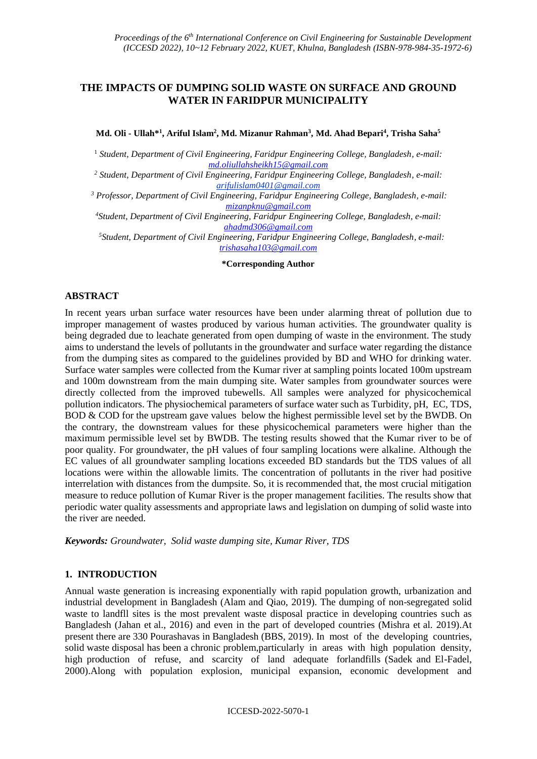# THE IMPACTS OF DUMPING SOLID WASTE ON SURFACE AND GROUND WATER IN FARIDPUR MUNICIPALITY

**Md. Oli - Ullah*[1], Ariful Islam[2], Md. Mizanur Rahman[3], Md. Ahad Bepari[4], Trisha Saha[5]**

[1] *Student, Department of Civil Engineering, Faridpur Engineering College, Bangladesh, e-mail:* md.oliullahsheikh15@gmail.com

[2] *Student, Department of Civil Engineering, Faridpur Engineering College, Bangladesh, e-mail:* arifulislam0401@gmail.com

[3] *Professor, Department of Civil Engineering, Faridpur Engineering College, Bangladesh, e-mail:* mizanpknu@gmail.com

[4] *Student, Department of Civil Engineering, Faridpur Engineering College, Bangladesh, e-mail:* ahadmd306@gmail.com

[5] *Student, Department of Civil Engineering, Faridpur Engineering College, Bangladesh, e-mail:* trishasaha103@gmail.com

**\*Corresponding Author**

## ABSTRACT

In recent years urban surface water resources have been under alarming threat of pollution due to improper management of wastes produced by various human activities. The groundwater quality is being degraded due to leachate generated from open dumping of waste in the environment. The study aims to understand the levels of pollutants in the groundwater and surface water regarding the distance from the dumping sites as compared to the guidelines provided by BD and WHO for drinking water. Surface water samples were collected from the Kumar river at sampling points located 100m upstream and 100m downstream from the main dumping site. Water samples from groundwater sources were directly collected from the improved tubewells. All samples were analyzed for physicochemical pollution indicators. The physiochemical parameters of surface water such as Turbidity, pH, EC, TDS, BOD & COD for the upstream gave values below the highest permissible level set by the BWDB. On the contrary, the downstream values for these physicochemical parameters were higher than the maximum permissible level set by BWDB. The testing results showed that the Kumar river to be of poor quality. For groundwater, the pH values of four sampling locations were alkaline. Although the EC values of all groundwater sampling locations exceeded BD standards but the TDS values of all locations were within the allowable limits. The concentration of pollutants in the river had positive interrelation with distances from the dumpsite. So, it is recommended that, the most crucial mitigation measure to reduce pollution of Kumar River is the proper management facilities. The results show that periodic water quality assessments and appropriate laws and legislation on dumping of solid waste into the river are needed.

***Keywords:*** *Groundwater, Solid waste dumping site, Kumar River, TDS*

## 1. INTRODUCTION

Annual waste generation is increasing exponentially with rapid population growth, urbanization and industrial development in Bangladesh (Alam and Qiao, 2019). The dumping of non-segregated solid waste to landfll sites is the most prevalent waste disposal practice in developing countries such as Bangladesh (Jahan et al., 2016) and even in the part of developed countries (Mishra et al. 2019).At present there are 330 Pourashavas in Bangladesh (BBS, 2019). In most of the developing countries, solid waste disposal has been a chronic problem,particularly in areas with high population density, high production of refuse, and scarcity of land adequate forlandfills (Sadek and El-Fadel, 2000).Along with population explosion, municipal expansion, economic development and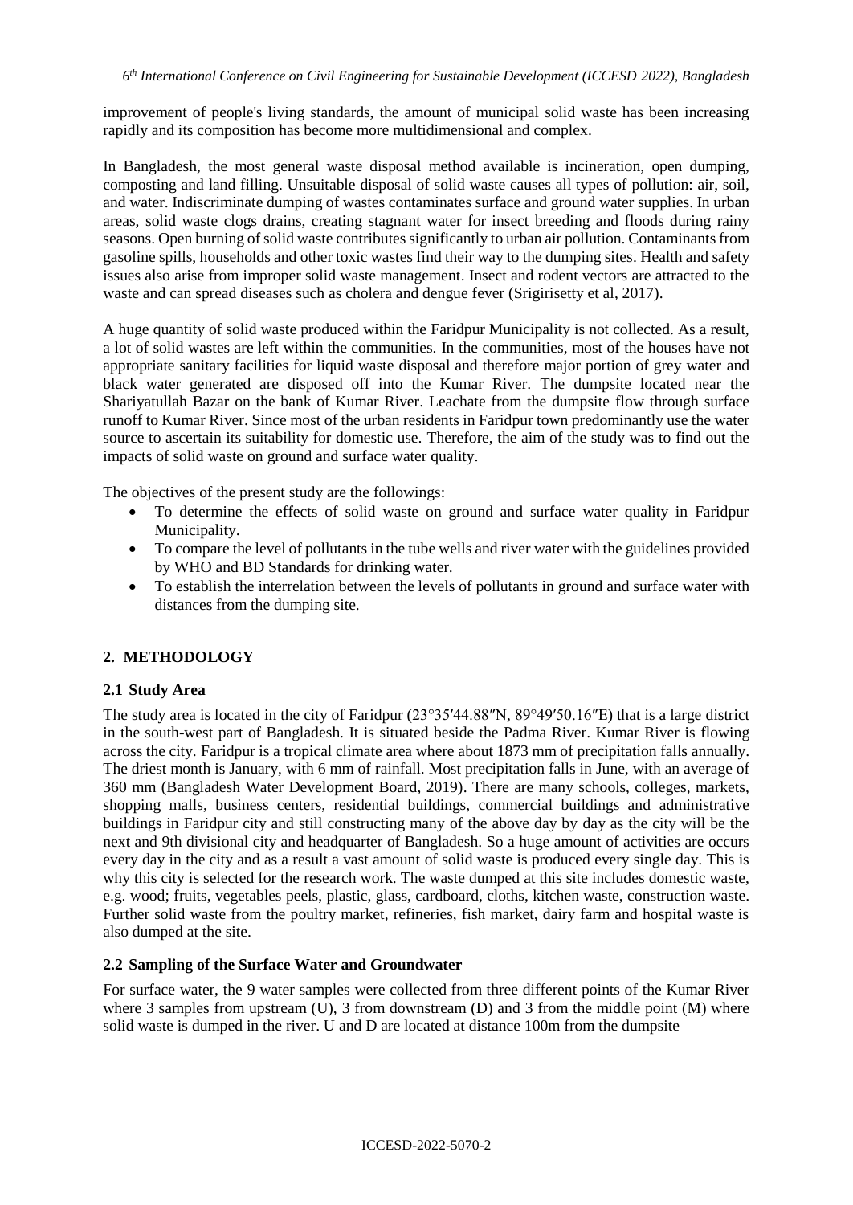improvement of people's living standards, the amount of municipal solid waste has been increasing rapidly and its composition has become more multidimensional and complex.

In Bangladesh, the most general waste disposal method available is incineration, open dumping, composting and land filling. Unsuitable disposal of solid waste causes all types of pollution: air, soil, and water. Indiscriminate dumping of wastes contaminates surface and ground water supplies. In urban areas, solid waste clogs drains, creating stagnant water for insect breeding and floods during rainy seasons. Open burning of solid waste contributes significantly to urban air pollution. Contaminants from gasoline spills, households and other toxic wastes find their way to the dumping sites. Health and safety issues also arise from improper solid waste management. Insect and rodent vectors are attracted to the waste and can spread diseases such as cholera and dengue fever (Srigirisetty et al, 2017).

A huge quantity of solid waste produced within the Faridpur Municipality is not collected. As a result, a lot of solid wastes are left within the communities. In the communities, most of the houses have not appropriate sanitary facilities for liquid waste disposal and therefore major portion of grey water and black water generated are disposed off into the Kumar River. The dumpsite located near the Shariyatullah Bazar on the bank of Kumar River. Leachate from the dumpsite flow through surface runoff to Kumar River. Since most of the urban residents in Faridpur town predominantly use the water source to ascertain its suitability for domestic use. Therefore, the aim of the study was to find out the impacts of solid waste on ground and surface water quality.

The objectives of the present study are the followings:

- To determine the effects of solid waste on ground and surface water quality in Faridpur Municipality.
- To compare the level of pollutants in the tube wells and river water with the guidelines provided by WHO and BD Standards for drinking water.
- To establish the interrelation between the levels of pollutants in ground and surface water with distances from the dumping site.

## 2. METHODOLOGY

### 2.1 Study Area

The study area is located in the city of Faridpur (23°35′44.88″N, 89°49′50.16″E) that is a large district in the south-west part of Bangladesh. It is situated beside the Padma River. Kumar River is flowing across the city. Faridpur is a tropical climate area where about 1873 mm of precipitation falls annually. The driest month is January, with 6 mm of rainfall. Most precipitation falls in June, with an average of 360 mm (Bangladesh Water Development Board, 2019). There are many schools, colleges, markets, shopping malls, business centers, residential buildings, commercial buildings and administrative buildings in Faridpur city and still constructing many of the above day by day as the city will be the next and 9th divisional city and headquarter of Bangladesh. So a huge amount of activities are occurs every day in the city and as a result a vast amount of solid waste is produced every single day. This is why this city is selected for the research work. The waste dumped at this site includes domestic waste, e.g. wood; fruits, vegetables peels, plastic, glass, cardboard, cloths, kitchen waste, construction waste. Further solid waste from the poultry market, refineries, fish market, dairy farm and hospital waste is also dumped at the site.

### 2.2 Sampling of the Surface Water and Groundwater

For surface water, the 9 water samples were collected from three different points of the Kumar River where 3 samples from upstream (U), 3 from downstream (D) and 3 from the middle point (M) where solid waste is dumped in the river. U and D are located at distance 100m from the dumpsite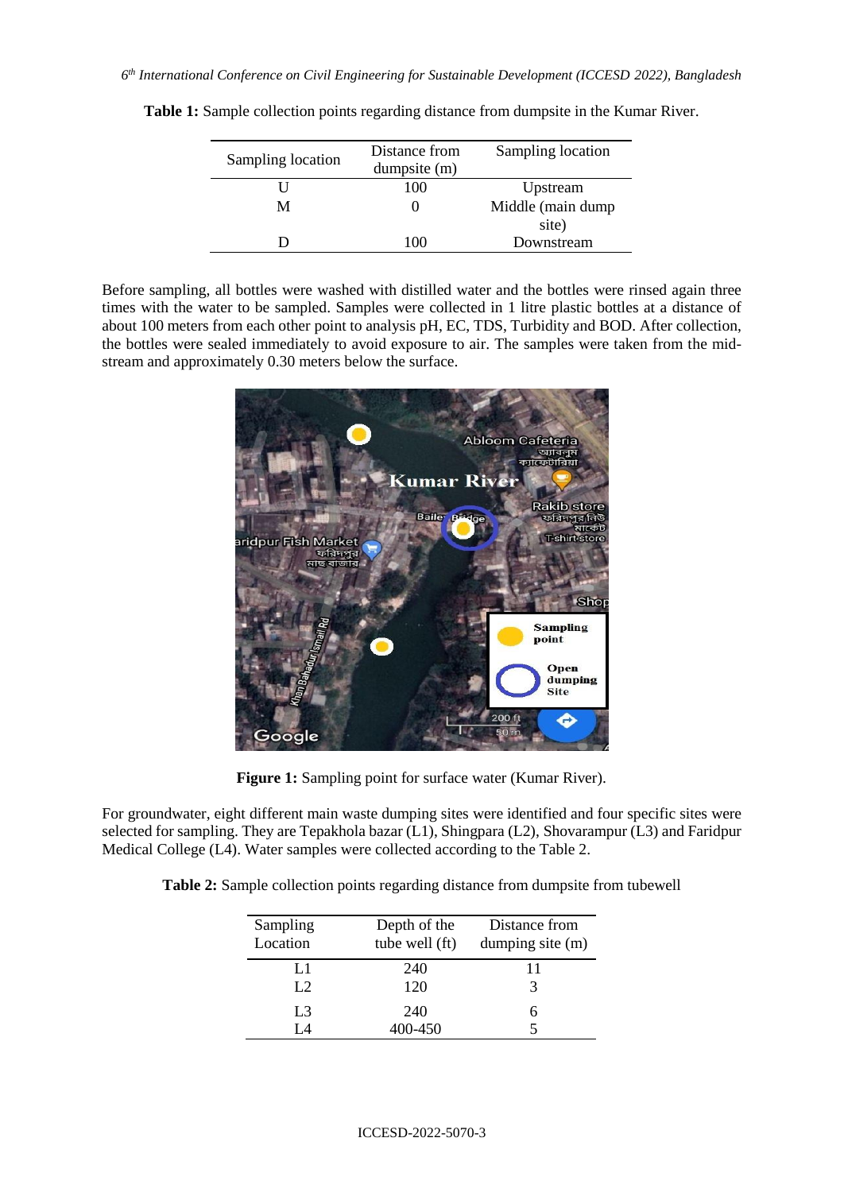**Table 1:** Sample collection points regarding distance from dumpsite in the Kumar River.

| Sampling location | Distance from dumpsite (m) | Sampling location |
|---|---|---|
| U | 100 | Upstream |
| M | 0 | Middle (main dump site) |
| D | 100 | Downstream |

Before sampling, all bottles were washed with distilled water and the bottles were rinsed again three times with the water to be sampled. Samples were collected in 1 litre plastic bottles at a distance of about 100 meters from each other point to analysis pH, EC, TDS, Turbidity and BOD. After collection, the bottles were sealed immediately to avoid exposure to air. The samples were taken from the mid-stream and approximately 0.30 meters below the surface.

**Figure 1:** Sampling point for surface water (Kumar River).

For groundwater, eight different main waste dumping sites were identified and four specific sites were selected for sampling. They are Tepakhola bazar (L1), Shingpara (L2), Shovarampur (L3) and Faridpur Medical College (L4). Water samples were collected according to the Table 2.

**Table 2:** Sample collection points regarding distance from dumpsite from tubewell

| Sampling Location | Depth of the tube well (ft) | Distance from dumping site (m) |
|---|---|---|
| L1 | 240 | 11 |
| L2 | 120 | 3 |
| L3 | 240 | 6 |
| L4 | 400-450 | 5 |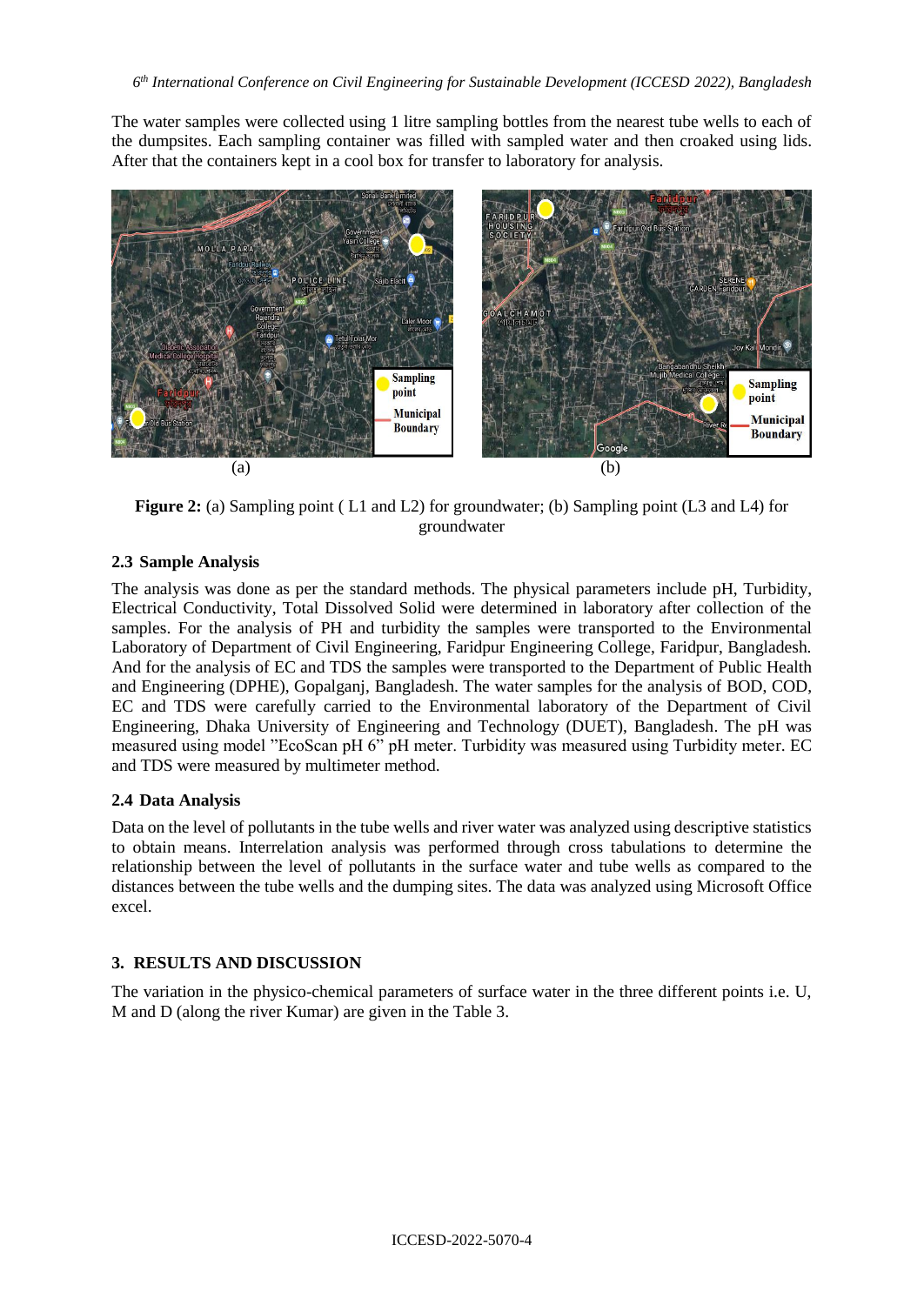The water samples were collected using 1 litre sampling bottles from the nearest tube wells to each of the dumpsites. Each sampling container was filled with sampled water and then croaked using lids. After that the containers kept in a cool box for transfer to laboratory for analysis.

(a) (b)

**Figure 2:** (a) Sampling point ( L1 and L2) for groundwater; (b) Sampling point (L3 and L4) for groundwater

### 2.3 Sample Analysis

The analysis was done as per the standard methods. The physical parameters include pH, Turbidity, Electrical Conductivity, Total Dissolved Solid were determined in laboratory after collection of the samples. For the analysis of PH and turbidity the samples were transported to the Environmental Laboratory of Department of Civil Engineering, Faridpur Engineering College, Faridpur, Bangladesh. And for the analysis of EC and TDS the samples were transported to the Department of Public Health and Engineering (DPHE), Gopalganj, Bangladesh. The water samples for the analysis of BOD, COD, EC and TDS were carefully carried to the Environmental laboratory of the Department of Civil Engineering, Dhaka University of Engineering and Technology (DUET), Bangladesh. The pH was measured using model "EcoScan pH 6" pH meter. Turbidity was measured using Turbidity meter. EC and TDS were measured by multimeter method.

### 2.4 Data Analysis

Data on the level of pollutants in the tube wells and river water was analyzed using descriptive statistics to obtain means. Interrelation analysis was performed through cross tabulations to determine the relationship between the level of pollutants in the surface water and tube wells as compared to the distances between the tube wells and the dumping sites. The data was analyzed using Microsoft Office excel.

## 3. RESULTS AND DISCUSSION

The variation in the physico-chemical parameters of surface water in the three different points i.e. U, M and D (along the river Kumar) are given in the Table 3.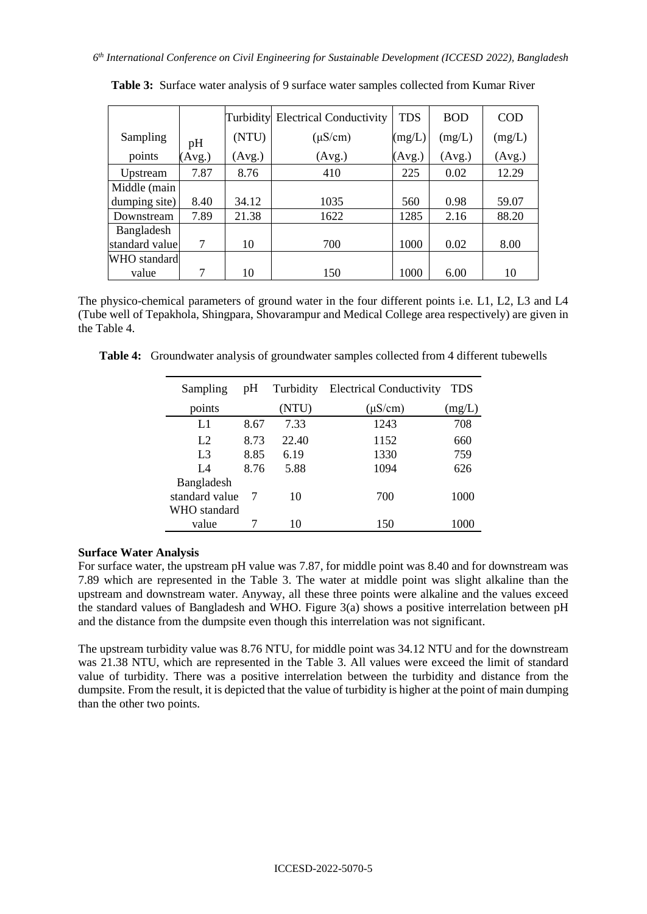**Table 3:** Surface water analysis of 9 surface water samples collected from Kumar River

| Sampling points | pH (Avg.) | Turbidity (NTU) (Avg.) | Electrical Conductivity (μS/cm) (Avg.) | TDS (mg/L) (Avg.) | BOD (mg/L) (Avg.) | COD (mg/L) (Avg.) |
|---|---|---|---|---|---|---|
| Upstream | 7.87 | 8.76 | 410 | 225 | 0.02 | 12.29 |
| Middle (main dumping site) | 8.40 | 34.12 | 1035 | 560 | 0.98 | 59.07 |
| Downstream | 7.89 | 21.38 | 1622 | 1285 | 2.16 | 88.20 |
| Bangladesh standard value | 7 | 10 | 700 | 1000 | 0.02 | 8.00 |
| WHO standard value | 7 | 10 | 150 | 1000 | 6.00 | 10 |

The physico-chemical parameters of ground water in the four different points i.e. L1, L2, L3 and L4 (Tube well of Tepakhola, Shingpara, Shovarampur and Medical College area respectively) are given in the Table 4.

**Table 4:** Groundwater analysis of groundwater samples collected from 4 different tubewells

| Sampling points | pH | Turbidity (NTU) | Electrical Conductivity (μS/cm) | TDS (mg/L) |
|---|---|---|---|---|
| L1 | 8.67 | 7.33 | 1243 | 708 |
| L2 | 8.73 | 22.40 | 1152 | 660 |
| L3 | 8.85 | 6.19 | 1330 | 759 |
| L4 | 8.76 | 5.88 | 1094 | 626 |
| Bangladesh standard value | 7 | 10 | 700 | 1000 |
| WHO standard value | 7 | 10 | 150 | 1000 |

**Surface Water Analysis**

For surface water, the upstream pH value was 7.87, for middle point was 8.40 and for downstream was 7.89 which are represented in the Table 3. The water at middle point was slight alkaline than the upstream and downstream water. Anyway, all these three points were alkaline and the values exceed the standard values of Bangladesh and WHO. Figure 3(a) shows a positive interrelation between pH and the distance from the dumpsite even though this interrelation was not significant.

The upstream turbidity value was 8.76 NTU, for middle point was 34.12 NTU and for the downstream was 21.38 NTU, which are represented in the Table 3. All values were exceed the limit of standard value of turbidity. There was a positive interrelation between the turbidity and distance from the dumpsite. From the result, it is depicted that the value of turbidity is higher at the point of main dumping than the other two points.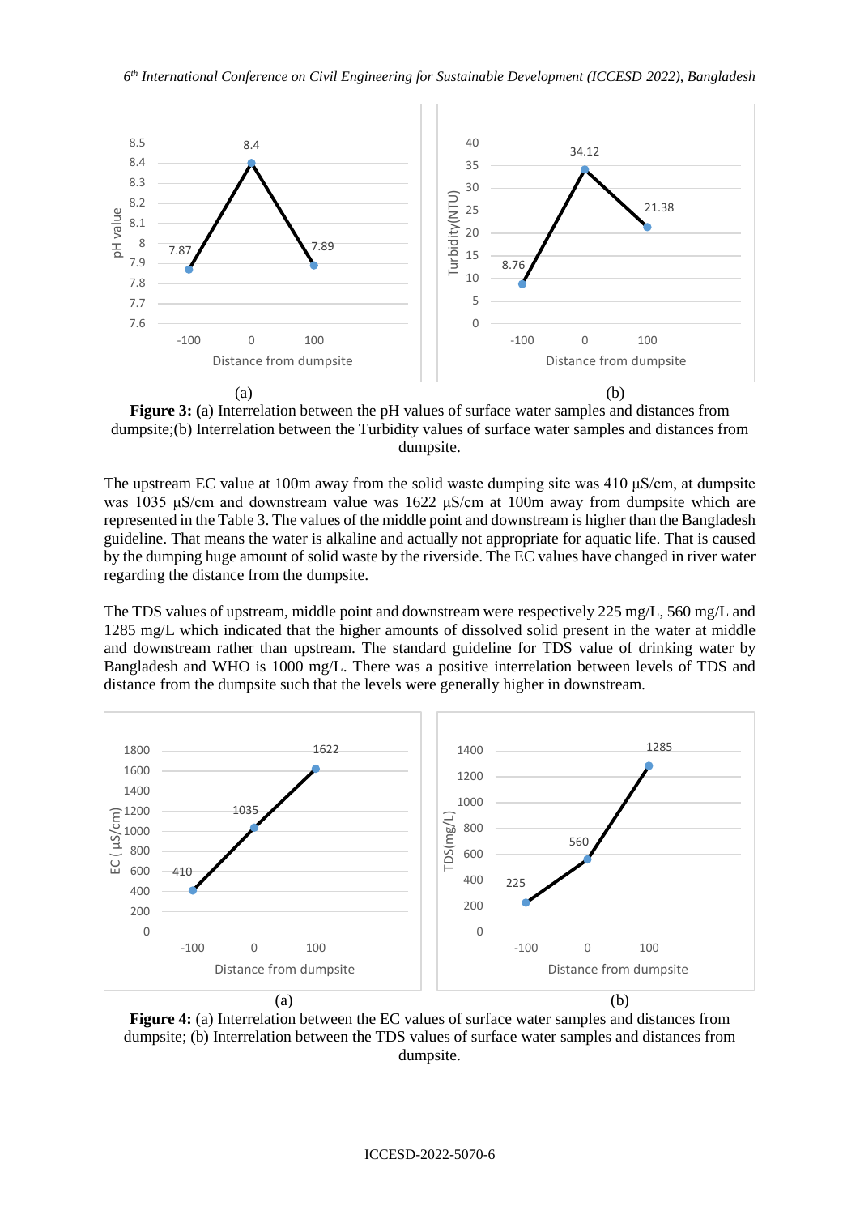**Figure 3: (**a) Interrelation between the pH values of surface water samples and distances from dumpsite;(b) Interrelation between the Turbidity values of surface water samples and distances from dumpsite.

The upstream EC value at 100m away from the solid waste dumping site was 410 μS/cm, at dumpsite was 1035 μS/cm and downstream value was 1622 μS/cm at 100m away from dumpsite which are represented in the Table 3. The values of the middle point and downstream is higher than the Bangladesh guideline. That means the water is alkaline and actually not appropriate for aquatic life. That is caused by the dumping huge amount of solid waste by the riverside. The EC values have changed in river water regarding the distance from the dumpsite.

The TDS values of upstream, middle point and downstream were respectively 225 mg/L, 560 mg/L and 1285 mg/L which indicated that the higher amounts of dissolved solid present in the water at middle and downstream rather than upstream. The standard guideline for TDS value of drinking water by Bangladesh and WHO is 1000 mg/L. There was a positive interrelation between levels of TDS and distance from the dumpsite such that the levels were generally higher in downstream.

**Figure 4:** (a) Interrelation between the EC values of surface water samples and distances from dumpsite; (b) Interrelation between the TDS values of surface water samples and distances from dumpsite.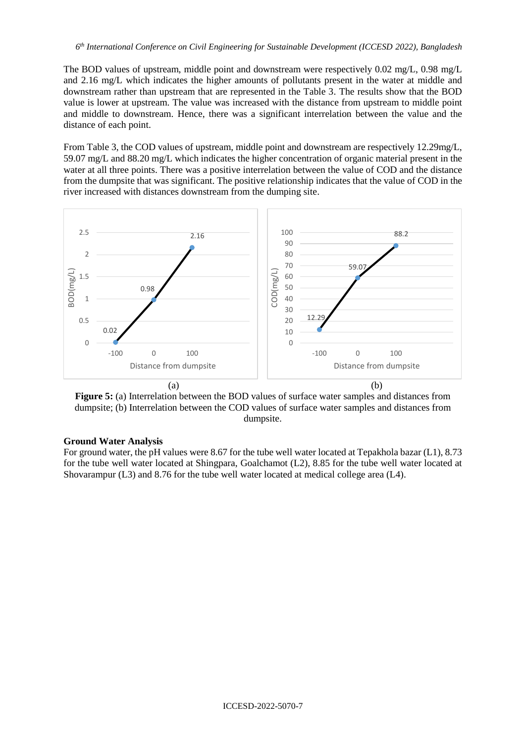The BOD values of upstream, middle point and downstream were respectively 0.02 mg/L, 0.98 mg/L and 2.16 mg/L which indicates the higher amounts of pollutants present in the water at middle and downstream rather than upstream that are represented in the Table 3. The results show that the BOD value is lower at upstream. The value was increased with the distance from upstream to middle point and middle to downstream. Hence, there was a significant interrelation between the value and the distance of each point.

From Table 3, the COD values of upstream, middle point and downstream are respectively 12.29mg/L, 59.07 mg/L and 88.20 mg/L which indicates the higher concentration of organic material present in the water at all three points. There was a positive interrelation between the value of COD and the distance from the dumpsite that was significant. The positive relationship indicates that the value of COD in the river increased with distances downstream from the dumping site.

(a) (b)

**Figure 5:** (a) Interrelation between the BOD values of surface water samples and distances from dumpsite; (b) Interrelation between the COD values of surface water samples and distances from dumpsite.

**Ground Water Analysis**

For ground water, the pH values were 8.67 for the tube well water located at Tepakhola bazar (L1), 8.73 for the tube well water located at Shingpara, Goalchamot (L2), 8.85 for the tube well water located at Shovarampur (L3) and 8.76 for the tube well water located at medical college area (L4).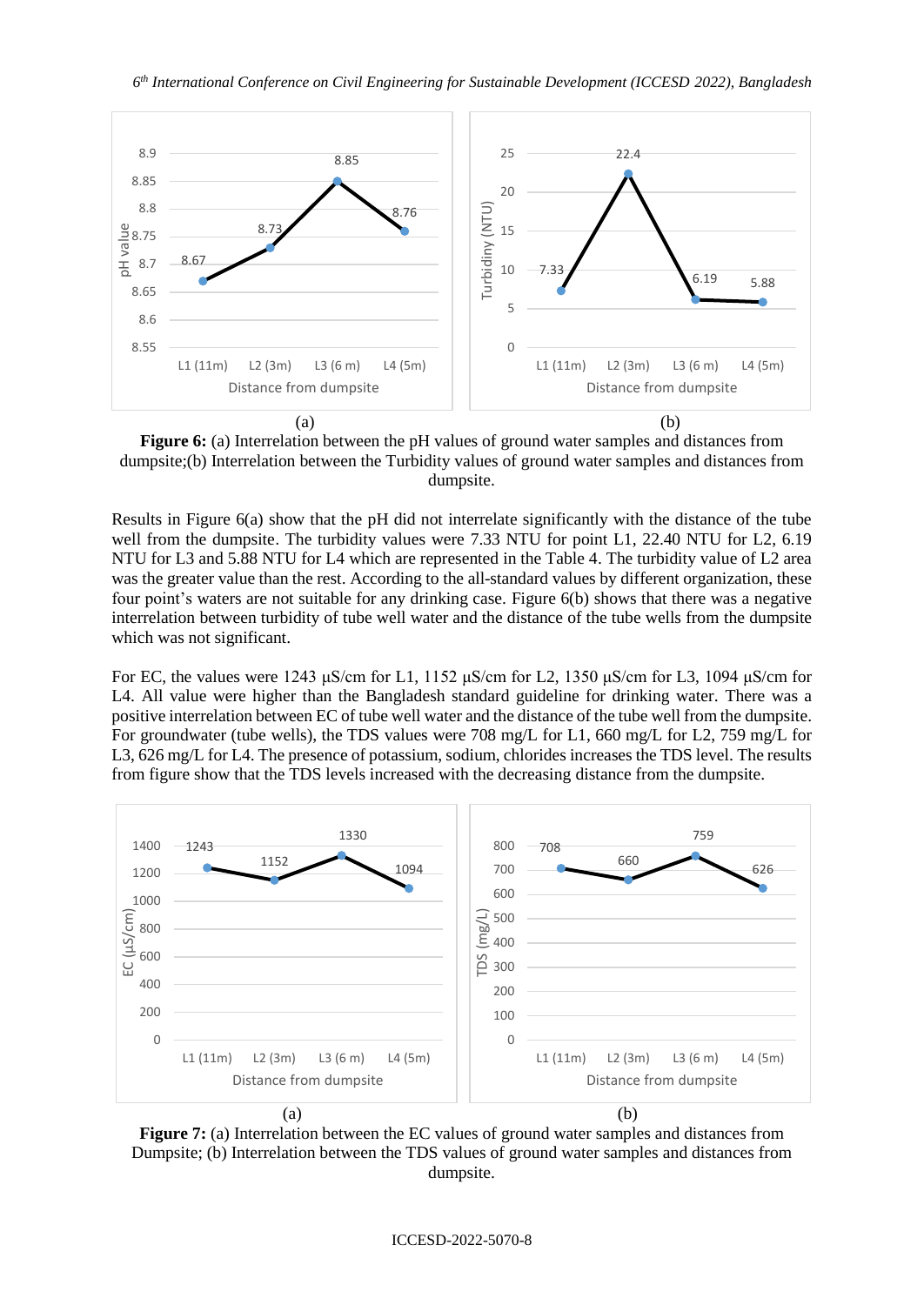Figure 6: (a) Interrelation between the pH values of ground water samples and distances from dumpsite;(b) Interrelation between the Turbidity values of ground water samples and distances from dumpsite.

Results in Figure 6(a) show that the pH did not interrelate significantly with the distance of the tube well from the dumpsite. The turbidity values were 7.33 NTU for point L1, 22.40 NTU for L2, 6.19 NTU for L3 and 5.88 NTU for L4 which are represented in the Table 4. The turbidity value of L2 area was the greater value than the rest. According to the all-standard values by different organization, these four point's waters are not suitable for any drinking case. Figure 6(b) shows that there was a negative interrelation between turbidity of tube well water and the distance of the tube wells from the dumpsite which was not significant.

For EC, the values were 1243 µS/cm for L1, 1152 µS/cm for L2, 1350 µS/cm for L3, 1094 µS/cm for L4. All value were higher than the Bangladesh standard guideline for drinking water. There was a positive interrelation between EC of tube well water and the distance of the tube well from the dumpsite. For groundwater (tube wells), the TDS values were 708 mg/L for L1, 660 mg/L for L2, 759 mg/L for L3, 626 mg/L for L4. The presence of potassium, sodium, chlorides increases the TDS level. The results from figure show that the TDS levels increased with the decreasing distance from the dumpsite.

Figure 7: (a) Interrelation between the EC values of ground water samples and distances from Dumpsite; (b) Interrelation between the TDS values of ground water samples and distances from dumpsite.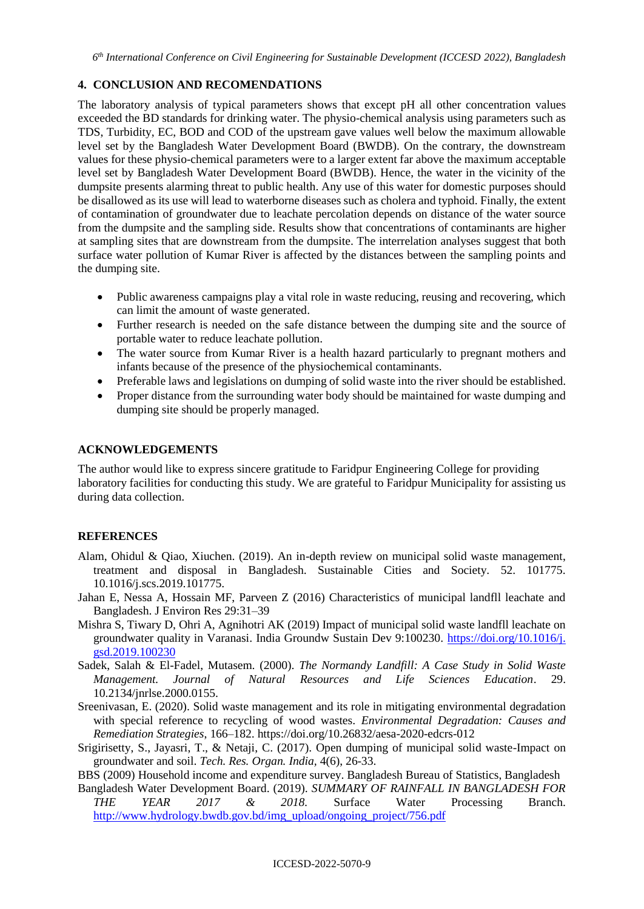## 4. CONCLUSION AND RECOMENDATIONS

The laboratory analysis of typical parameters shows that except pH all other concentration values exceeded the BD standards for drinking water. The physio-chemical analysis using parameters such as TDS, Turbidity, EC, BOD and COD of the upstream gave values well below the maximum allowable level set by the Bangladesh Water Development Board (BWDB). On the contrary, the downstream values for these physio-chemical parameters were to a larger extent far above the maximum acceptable level set by Bangladesh Water Development Board (BWDB). Hence, the water in the vicinity of the dumpsite presents alarming threat to public health. Any use of this water for domestic purposes should be disallowed as its use will lead to waterborne diseases such as cholera and typhoid. Finally, the extent of contamination of groundwater due to leachate percolation depends on distance of the water source from the dumpsite and the sampling side. Results show that concentrations of contaminants are higher at sampling sites that are downstream from the dumpsite. The interrelation analyses suggest that both surface water pollution of Kumar River is affected by the distances between the sampling points and the dumping site.

- Public awareness campaigns play a vital role in waste reducing, reusing and recovering, which can limit the amount of waste generated.
- Further research is needed on the safe distance between the dumping site and the source of portable water to reduce leachate pollution.
- The water source from Kumar River is a health hazard particularly to pregnant mothers and infants because of the presence of the physiochemical contaminants.
- Preferable laws and legislations on dumping of solid waste into the river should be established.
- Proper distance from the surrounding water body should be maintained for waste dumping and dumping site should be properly managed.

## ACKNOWLEDGEMENTS

The author would like to express sincere gratitude to Faridpur Engineering College for providing laboratory facilities for conducting this study. We are grateful to Faridpur Municipality for assisting us during data collection.

## REFERENCES

Alam, Ohidul & Qiao, Xiuchen. (2019). An in-depth review on municipal solid waste management, treatment and disposal in Bangladesh. Sustainable Cities and Society. 52. 101775. 10.1016/j.scs.2019.101775.

Jahan E, Nessa A, Hossain MF, Parveen Z (2016) Characteristics of municipal landfll leachate and Bangladesh. J Environ Res 29:31–39

Mishra S, Tiwary D, Ohri A, Agnihotri AK (2019) Impact of municipal solid waste landfll leachate on groundwater quality in Varanasi. India Groundw Sustain Dev 9:100230. https://doi.org/10.1016/j.gsd.2019.100230

Sadek, Salah & El-Fadel, Mutasem. (2000). *The Normandy Landfill: A Case Study in Solid Waste Management. Journal of Natural Resources and Life Sciences Education*. 29. 10.2134/jnrlse.2000.0155.

Sreenivasan, E. (2020). Solid waste management and its role in mitigating environmental degradation with special reference to recycling of wood wastes. *Environmental Degradation: Causes and Remediation Strategies*, 166–182. https://doi.org/10.26832/aesa-2020-edcrs-012

Srigirisetty, S., Jayasri, T., & Netaji, C. (2017). Open dumping of municipal solid waste-Impact on groundwater and soil. *Tech. Res. Organ. India*, 4(6), 26-33.

BBS (2009) Household income and expenditure survey. Bangladesh Bureau of Statistics, Bangladesh

Bangladesh Water Development Board. (2019). *SUMMARY OF RAINFALL IN BANGLADESH FOR THE YEAR 2017 & 2018.* Surface Water Processing Branch. http://www.hydrology.bwdb.gov.bd/img_upload/ongoing_project/756.pdf